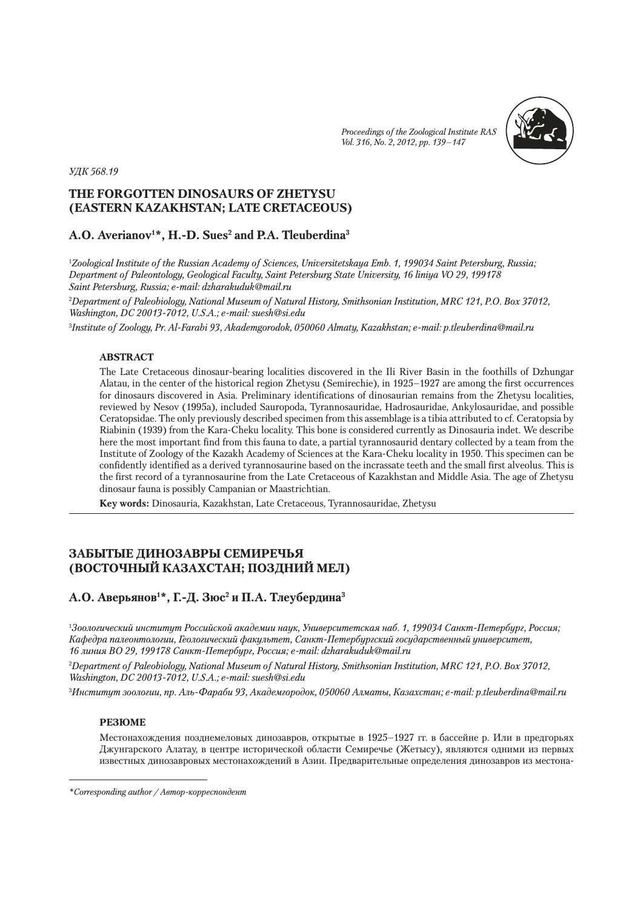*Proceedings of the Zoological Institute RAS*
*Vol. 316, No. 2, 2012, pp. 139–147*

*УДК 568.19*

# THE FORGOTTEN DINOSAURS OF ZHETYSU (EASTERN KAZAKHSTAN; LATE CRETACEOUS)

## A.O. Averianov[1]*, H.-D. Sues[2] and P.A. Tleuberdina[3]

[1]*Zoological Institute of the Russian Academy of Sciences, Universitetskaya Emb. 1, 199034 Saint Petersburg, Russia; Department of Paleontology, Geological Faculty, Saint Petersburg State University, 16 liniya VO 29, 199178 Saint Petersburg, Russia; e-mail: dzharakuduk@mail.ru*

[2]*Department of Paleobiology, National Museum of Natural History, Smithsonian Institution, MRC 121, P.O. Box 37012, Washington, DC 20013-7012, U.S.A.; e-mail: suesh@si.edu*

[3]*Institute of Zoology, Pr. Al-Farabi 93, Akademgorodok, 050060 Almaty, Kazakhstan; e-mail: p.tleuberdina@mail.ru*

### ABSTRACT

The Late Cretaceous dinosaur-bearing localities discovered in the Ili River Basin in the foothills of Dzhungar Alatau, in the center of the historical region Zhetysu (Semirechie), in 1925–1927 are among the first occurrences for dinosaurs discovered in Asia. Preliminary identifications of dinosaurian remains from the Zhetysu localities, reviewed by Nesov (1995a), included Sauropoda, Tyrannosauridae, Hadrosauridae, Ankylosauridae, and possible Ceratopsidae. The only previously described specimen from this assemblage is a tibia attributed to cf. Ceratopsia by Riabinin (1939) from the Kara-Cheku locality. This bone is considered currently as Dinosauria indet. We describe here the most important find from this fauna to date, a partial tyrannosaurid dentary collected by a team from the Institute of Zoology of the Kazakh Academy of Sciences at the Kara-Cheku locality in 1950. This specimen can be confidently identified as a derived tyrannosaurine based on the incrassate teeth and the small first alveolus. This is the first record of a tyrannosaurine from the Late Cretaceous of Kazakhstan and Middle Asia. The age of Zhetysu dinosaur fauna is possibly Campanian or Maastrichtian.

**Key words:** Dinosauria, Kazakhstan, Late Cretaceous, Tyrannosauridae, Zhetysu

# ЗАБЫТЫЕ ДИНОЗАВРЫ СЕМИРЕЧЬЯ (ВОСТОЧНЫЙ КАЗАХСТАН; ПОЗДНИЙ МЕЛ)

## А.О. Аверьянов[1]*, Г.-Д. Зюс[2] и П.А. Тлеубердина[3]

[1]*Зоологический институт Российской академии наук, Университетская наб. 1, 199034 Санкт-Петербург, Россия; Кафедра палеонтологии, Геологический факультет, Санкт-Петербургский государственный университет, 16 линия ВО 29, 199178 Санкт-Петербург, Россия; e-mail: dzharakuduk@mail.ru*

[2]*Department of Paleobiology, National Museum of Natural History, Smithsonian Institution, MRC 121, P.O. Box 37012, Washington, DC 20013-7012, U.S.A.; e-mail: suesh@si.edu*

[3]*Институт зоологии, пр. Аль-Фараби 93, Академгородок, 050060 Алматы, Казахстан; e-mail: p.tleuberdina@mail.ru*

### РЕЗЮМЕ

Местонахождения позднемеловых динозавров, открытые в 1925–1927 гг. в бассейне р. Или в предгорьях Джунгарского Алатау, в центре исторической области Семиречье (Жетысу), являются одними из первых известных динозавровых местонахождений в Азии. Предварительные определения динозавров из местона-

*Corresponding author / Автор-корреспондент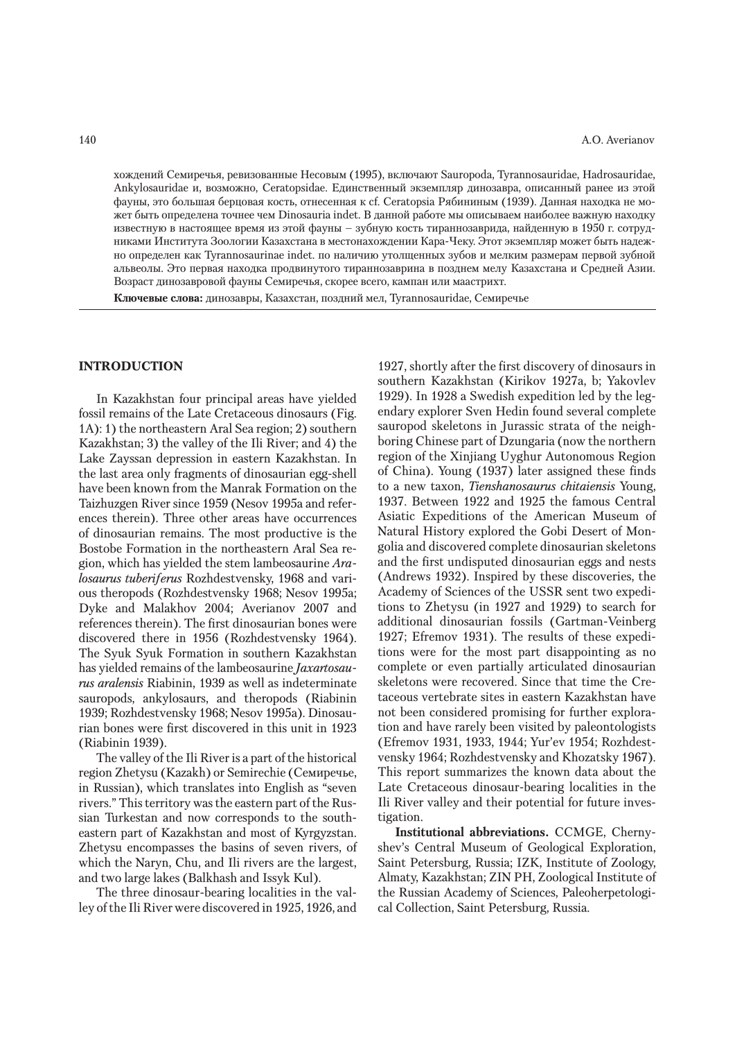хождений Семиречья, ревизованные Несовым (1995), включают Sauropoda, Tyrannosauridae, Hadrosauridae, Ankylosauridae и, возможно, Ceratopsidae. Единственный экземпляр динозавра, описанный ранее из этой фауны, это большая берцовая кость, отнесенная к cf. Ceratopsia Рябининым (1939). Данная находка не может быть определена точнее чем Dinosauria indet. В данной работе мы описываем наиболее важную находку известную в настоящее время из этой фауны – зубную кость тираннозаврида, найденную в 1950 г. сотрудниками Института Зоологии Казахстана в местонахождении Кара-Чеку. Этот экземпляр может быть надежно определен как Tyrannosaurinae indet. по наличию утолщенных зубов и мелким размерам первой зубной альвеолы. Это первая находка продвинутого тираннозаврина в позднем мелу Казахстана и Средней Азии. Возраст динозавровой фауны Семиречья, скорее всего, кампан или маастрихт.

**Ключевые слова:** динозавры, Казахстан, поздний мел, Tyrannosauridae, Семиречье

## INTRODUCTION

In Kazakhstan four principal areas have yielded fossil remains of the Late Cretaceous dinosaurs (Fig. 1A): 1) the northeastern Aral Sea region; 2) southern Kazakhstan; 3) the valley of the Ili River; and 4) the Lake Zayssan depression in eastern Kazakhstan. In the last area only fragments of dinosaurian egg-shell have been known from the Manrak Formation on the Taizhuzgen River since 1959 (Nesov 1995a and references therein). Three other areas have occurrences of dinosaurian remains. The most productive is the Bostobe Formation in the northeastern Aral Sea region, which has yielded the stem lambeosaurine *Aralosaurus tuberiferus* Rozhdestvensky, 1968 and various theropods (Rozhdestvensky 1968; Nesov 1995a; Dyke and Malakhov 2004; Averianov 2007 and references therein). The first dinosaurian bones were discovered there in 1956 (Rozhdestvensky 1964). The Syuk Syuk Formation in southern Kazakhstan has yielded remains of the lambeosaurine *Jaxartosaurus aralensis* Riabinin, 1939 as well as indeterminate sauropods, ankylosaurs, and theropods (Riabinin 1939; Rozhdestvensky 1968; Nesov 1995a). Dinosaurian bones were first discovered in this unit in 1923 (Riabinin 1939).

The valley of the Ili River is a part of the historical region Zhetysu (Kazakh) or Semirechie (Семиречье, in Russian), which translates into English as "seven rivers." This territory was the eastern part of the Russian Turkestan and now corresponds to the southeastern part of Kazakhstan and most of Kyrgyzstan. Zhetysu encompasses the basins of seven rivers, of which the Naryn, Chu, and Ili rivers are the largest, and two large lakes (Balkhash and Issyk Kul).

The three dinosaur-bearing localities in the valley of the Ili River were discovered in 1925, 1926, and 1927, shortly after the first discovery of dinosaurs in southern Kazakhstan (Kirikov 1927a, b; Yakovlev 1929). In 1928 a Swedish expedition led by the legendary explorer Sven Hedin found several complete sauropod skeletons in Jurassic strata of the neighboring Chinese part of Dzungaria (now the northern region of the Xinjiang Uyghur Autonomous Region of China). Young (1937) later assigned these finds to a new taxon, *Tienshanosaurus chitaiensis* Young, 1937. Between 1922 and 1925 the famous Central Asiatic Expeditions of the American Museum of Natural History explored the Gobi Desert of Mongolia and discovered complete dinosaurian skeletons and the first undisputed dinosaurian eggs and nests (Andrews 1932). Inspired by these discoveries, the Academy of Sciences of the USSR sent two expeditions to Zhetysu (in 1927 and 1929) to search for additional dinosaurian fossils (Gartman-Veinberg 1927; Efremov 1931). The results of these expeditions were for the most part disappointing as no complete or even partially articulated dinosaurian skeletons were recovered. Since that time the Cretaceous vertebrate sites in eastern Kazakhstan have not been considered promising for further exploration and have rarely been visited by paleontologists (Efremov 1931, 1933, 1944; Yur'ev 1954; Rozhdestvensky 1964; Rozhdestvensky and Khozatsky 1967). This report summarizes the known data about the Late Cretaceous dinosaur-bearing localities in the Ili River valley and their potential for future investigation.

**Institutional abbreviations.** CCMGE, Chernyshev's Central Museum of Geological Exploration, Saint Petersburg, Russia; IZK, Institute of Zoology, Almaty, Kazakhstan; ZIN PH, Zoological Institute of the Russian Academy of Sciences, Paleoherpetological Collection, Saint Petersburg, Russia.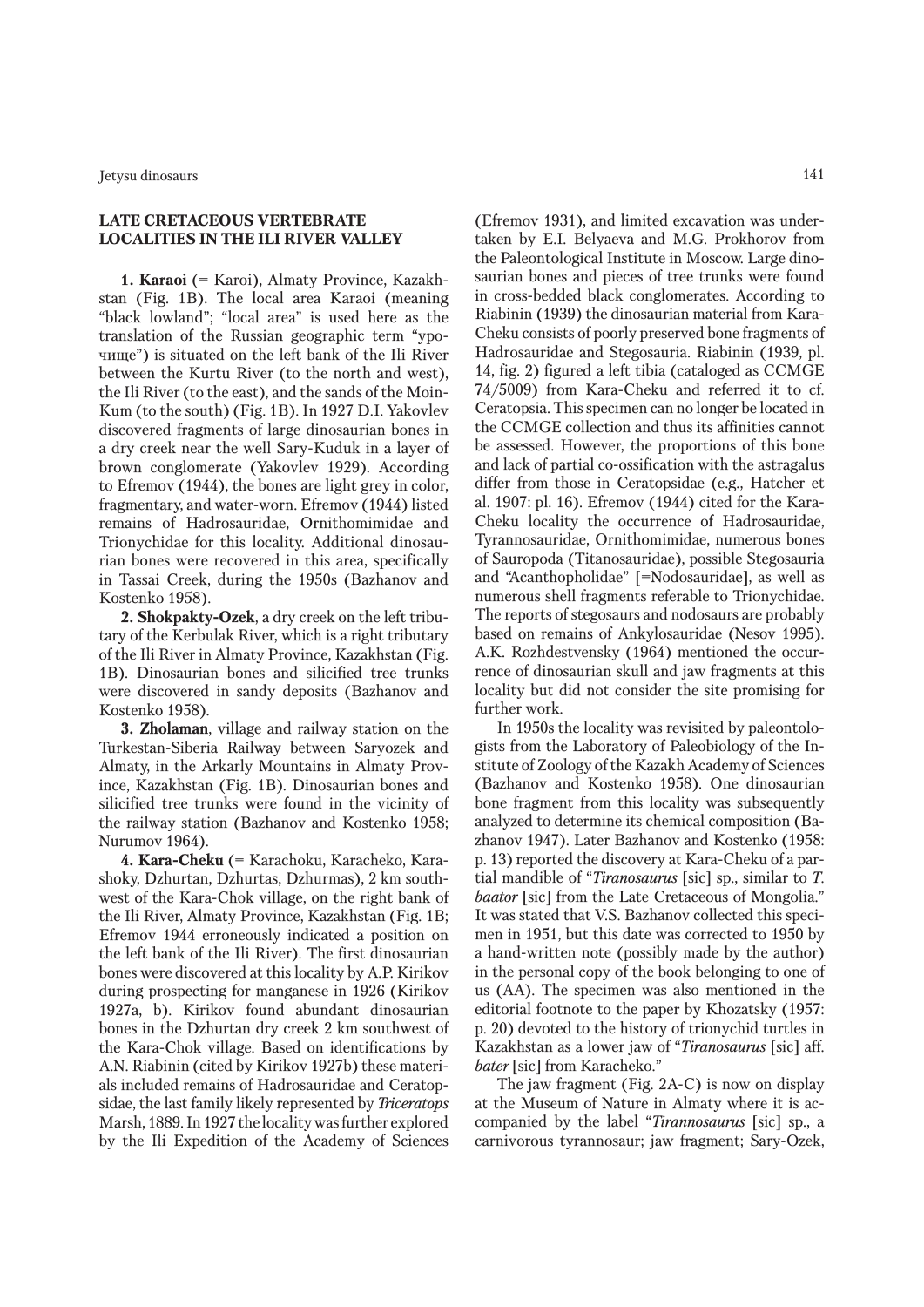## LATE CRETACEOUS VERTEBRATE LOCALITIES IN THE ILI RIVER VALLEY

**1. Karaoi** (= Karoi), Almaty Province, Kazakhstan (Fig. 1B). The local area Karaoi (meaning "black lowland"; "local area" is used here as the translation of the Russian geographic term "урочище") is situated on the left bank of the Ili River between the Kurtu River (to the north and west), the Ili River (to the east), and the sands of the Moin-Kum (to the south) (Fig. 1B). In 1927 D.I. Yakovlev discovered fragments of large dinosaurian bones in a dry creek near the well Sary-Kuduk in a layer of brown conglomerate (Yakovlev 1929). According to Efremov (1944), the bones are light grey in color, fragmentary, and water-worn. Efremov (1944) listed remains of Hadrosauridae, Ornithomimidae and Trionychidae for this locality. Additional dinosaurian bones were recovered in this area, specifically in Tassai Creek, during the 1950s (Bazhanov and Kostenko 1958).

**2. Shokpakty-Ozek**, a dry creek on the left tributary of the Kerbulak River, which is a right tributary of the Ili River in Almaty Province, Kazakhstan (Fig. 1B). Dinosaurian bones and silicified tree trunks were discovered in sandy deposits (Bazhanov and Kostenko 1958).

**3. Zholaman**, village and railway station on the Turkestan-Siberia Railway between Saryozek and Almaty, in the Arkarly Mountains in Almaty Province, Kazakhstan. Dinosaurian bones and silicified tree trunks were found in the vicinity of the railway station (Bazhanov and Kostenko 1958; Nurumov 1964).

**4. Kara-Cheku** (= Karachoku, Karacheko, Karashoky, Dzhurtan, Dzhurtas, Dzhurmas), 2 km southwest of the Kara-Chok village, on the right bank of the Ili River, Almaty Province, Kazakhstan (Fig. 1B; Efremov 1944 erroneously indicated a position on the left bank of the Ili River). The first dinosaurian bones were discovered at this locality by A.P. Kirikov during prospecting for manganese in 1926 (Kirikov 1927a, b). Kirikov found abundant dinosaurian bones in the Dzhurtan dry creek 2 km southwest of the Kara-Chok village. Based on identifications by A.N. Riabinin (cited by Kirikov 1927b) these materials included remains of Hadrosauridae and Ceratopsidae, the last family likely represented by *Triceratops* Marsh, 1889. In 1927 the locality was further explored by the Ili Expedition of the Academy of Sciences (Efremov 1931), and limited excavation was undertaken by E.I. Belyaeva and M.G. Prokhorov from the Paleontological Institute in Moscow. Large dinosaurian bones and pieces of tree trunks were found in cross-bedded black conglomerates. According to Riabinin (1939) the dinosaurian material from Kara-Cheku consists of poorly preserved bone fragments of Hadrosauridae and Stegosauria. Riabinin (1939, pl. 14, fig. 2) figured a left tibia (cataloged as CCMGE 74/5009) from Kara-Cheku and referred it to cf. Ceratopsia. This specimen can no longer be located in the CCMGE collection and thus its affinities cannot be assessed. However, the proportions of this bone and lack of partial co-ossification with the astragalus differ from those in Ceratopsidae (e.g., Hatcher et al. 1907: pl. 16). Efremov (1944) cited for the Kara-Cheku locality the occurrence of Hadrosauridae, Tyrannosauridae, Ornithomimidae, numerous bones of Sauropoda (Titanosauridae), possible Stegosauria and "Acanthopholidae" [=Nodosauridae], as well as numerous shell fragments referable to Trionychidae. The reports of stegosaurs and nodosaurs are probably based on remains of Ankylosauridae (Nesov 1995). A.K. Rozhdestvensky (1964) mentioned the occurrence of dinosaurian skull and jaw fragments at this locality but did not consider the site promising for further work.

In 1950s the locality was revisited by paleontologists from the Laboratory of Paleobiology of the Institute of Zoology of the Kazakh Academy of Sciences (Bazhanov and Kostenko 1958). One dinosaurian bone fragment from this locality was subsequently analyzed to determine its chemical composition (Bazhanov 1947). Later Bazhanov and Kostenko (1958: p. 13) reported the discovery at Kara-Cheku of a partial mandible of "*Tiranosaurus* [sic] sp., similar to *T. baator* [sic] from the Late Cretaceous of Mongolia." It was stated that V.S. Bazhanov collected this specimen in 1951, but this date was corrected to 1950 by a hand-written note (possibly made by the author) in the personal copy of the book belonging to one of us (AA). The specimen was also mentioned in the editorial footnote to the paper by Khozatsky (1957: p. 20) devoted to the history of trionychid turtles in Kazakhstan as a lower jaw of "*Tiranosaurus* [sic] aff. *bater* [sic] from Karacheko."

The jaw fragment (Fig. 2A-C) is now on display at the Museum of Nature in Almaty where it is accompanied by the label "*Tirannosaurus* [sic] sp., a carnivorous tyrannosaur; jaw fragment; Sary-Ozek,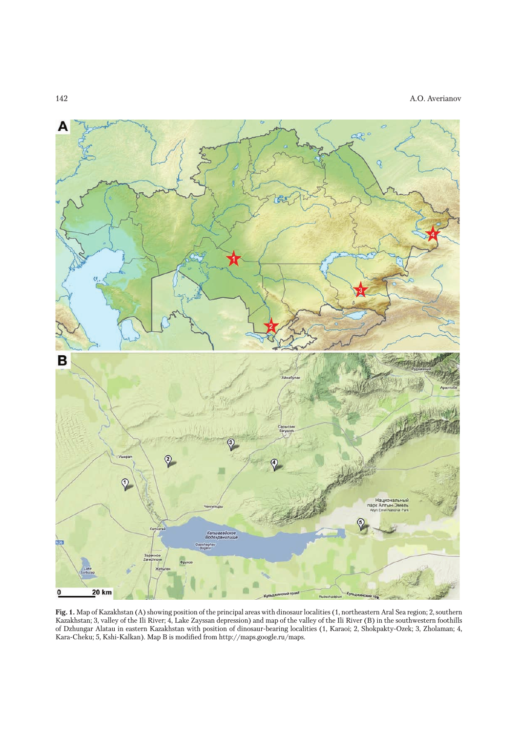**Fig. 1.** Map of Kazakhstan (A) showing position of the principal areas with dinosaur localities (1, northeastern Aral Sea region; 2, southern Kazakhstan; 3, valley of the Ili River; 4, Lake Zayssan depression) and map of the valley of the Ili River (B) in the southwestern foothills of Dzhungar Alatau in eastern Kazakhstan with position of dinosaur-bearing localities (1, Karaoi; 2, Shokpakty-Ozek; 3, Zholaman; 4, Kara-Cheku; 5, Kshi-Kalkan). Map B is modified from http://maps.google.ru/maps.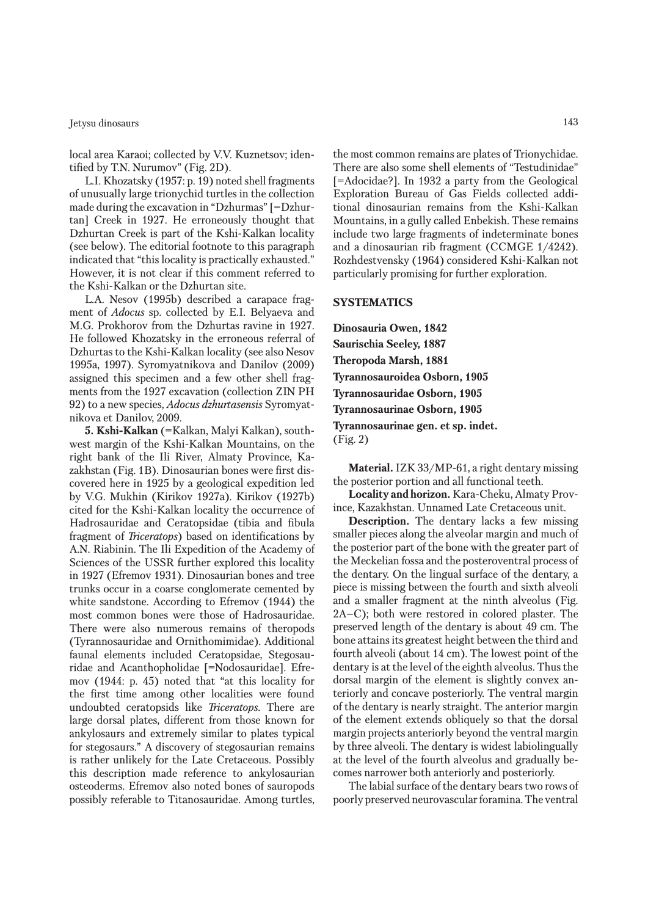local area Karaoi; collected by V.V. Kuznetsov; identified by T.N. Nurumov" (Fig. 2D).

L.I. Khozatsky (1957: p. 19) noted shell fragments of unusually large trionychid turtles in the collection made during the excavation in "Dzhurmas" [=Dzhurtan] Creek in 1927. He erroneously thought that Dzhurtan Creek is part of the Kshi-Kalkan locality (see below). The editorial footnote to this paragraph indicated that "this locality is practically exhausted." However, it is not clear if this comment referred to the Kshi-Kalkan or the Dzhurtan site.

L.A. Nesov (1995b) described a carapace fragment of *Adocus* sp. collected by E.I. Belyaeva and M.G. Prokhorov from the Dzhurtas ravine in 1927. He followed Khozatsky in the erroneous referral of Dzhurtas to the Kshi-Kalkan locality (see also Nesov 1995a, 1997). Syromyatnikova and Danilov (2009) assigned this specimen and a few other shell fragments from the 1927 excavation (collection ZIN PH 92) to a new species, *Adocus dzhurtasensis* Syromyatnikova et Danilov, 2009.

**5. Kshi-Kalkan** (=Kalkan, Malyi Kalkan), southwest margin of the Kshi-Kalkan Mountains, on the right bank of the Ili River, Almaty Province, Kazakhstan (Fig. 1B). Dinosaurian bones were first discovered here in 1925 by a geological expedition led by V.G. Mukhin (Kirikov 1927a). Kirikov (1927b) cited for the Kshi-Kalkan locality the occurrence of Hadrosauridae and Ceratopsidae (tibia and fibula fragment of *Triceratops*) based on identifications by A.N. Riabinin. The Ili Expedition of the Academy of Sciences of the USSR further explored this locality in 1927 (Efremov 1931). Dinosaurian bones and tree trunks occur in a coarse conglomerate cemented by white sandstone. According to Efremov (1944) the most common bones were those of Hadrosauridae. There were also numerous remains of theropods (Tyrannosauridae and Ornithomimidae). Additional faunal elements included Ceratopsidae, Stegosauridae and Acanthopholidae [=Nodosauridae]. Efremov (1944: p. 45) noted that "at this locality for the first time among other localities were found undoubted ceratopsids like *Triceratops*. There are large dorsal plates, different from those known for ankylosaurs and extremely similar to plates typical for stegosaurs." A discovery of stegosaurian remains is rather unlikely for the Late Cretaceous. Possibly this description made reference to ankylosaurian osteoderms. Efremov also noted bones of sauropods possibly referable to Titanosauridae. Among turtles, the most common remains are plates of Trionychidae. There are also some shell elements of "Testudinidae" [=Adocidae?]. In 1932 a party from the Geological Exploration Bureau of Gas Fields collected additional dinosaurian remains from the Kshi-Kalkan Mountains, in a gully called Enbekish. These remains include two large fragments of indeterminate bones and a dinosaurian rib fragment (CCMGE 1/4242). Rozhdestvensky (1964) considered Kshi-Kalkan not particularly promising for further exploration.

## SYSTEMATICS

**Dinosauria Owen, 1842**
**Saurischia Seeley, 1887**
**Theropoda Marsh, 1881**
**Tyrannosauroidea Osborn, 1905**
**Tyrannosauridae Osborn, 1905**
**Tyrannosaurinae Osborn, 1905**
**Tyrannosaurinae gen. et sp. indet.**
(Fig. 2)

**Material.** IZK 33/MP-61, a right dentary missing the posterior portion and all functional teeth.

**Locality and horizon.** Kara-Cheku, Almaty Province, Kazakhstan. Unnamed Late Cretaceous unit.

**Description.** The dentary lacks a few missing smaller pieces along the alveolar margin and much of the posterior part of the bone with the greater part of the Meckelian fossa and the posteroventral process of the dentary. On the lingual surface of the dentary, a piece is missing between the fourth and sixth alveoli and a smaller fragment at the ninth alveolus (Fig. 2A–C); both were restored in colored plaster. The preserved length of the dentary is about 49 cm. The bone attains its greatest height between the third and fourth alveoli (about 14 cm). The lowest point of the dentary is at the level of the eighth alveolus. Thus the dorsal margin of the element is slightly convex anteriorly and concave posteriorly. The ventral margin of the dentary is nearly straight. The anterior margin of the element extends obliquely so that the dorsal margin projects anteriorly beyond the ventral margin by three alveoli. The dentary is widest labiolingually at the level of the fourth alveolus and gradually becomes narrower both anteriorly and posteriorly.

The labial surface of the dentary bears two rows of poorly preserved neurovascular foramina. The ventral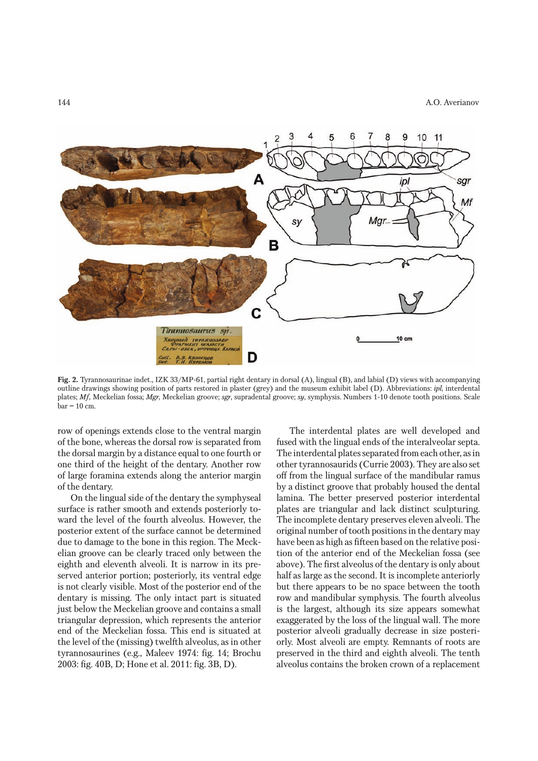**Fig. 2.** Tyrannosaurinae indet., IZK 33/MP-61, partial right dentary in dorsal (A), lingual (B), and labial (D) views with accompanying outline drawings showing position of parts restored in plaster (grey) and the museum exhibit label (D). Abbreviations: *ipl*, interdental plates; *Mf*, Meckelian fossa; *Mgr*, Meckelian groove; *sgr*, supradental groove; *sy*, symphysis. Numbers 1-10 denote tooth positions. Scale bar = 10 cm.

row of openings extends close to the ventral margin of the bone, whereas the dorsal row is separated from the dorsal margin by a distance equal to one fourth or one third of the height of the dentary. Another row of large foramina extends along the anterior margin of the dentary.

On the lingual side of the dentary the symphyseal surface is rather smooth and extends posteriorly toward the level of the fourth alveolus. However, the posterior extent of the surface cannot be determined due to damage to the bone in this region. The Meckelian groove can be clearly traced only between the eighth and eleventh alveoli. It is narrow in its preserved anterior portion; posteriorly, its ventral edge is not clearly visible. Most of the posterior end of the dentary is missing. The only intact part is situated just below the Meckelian groove and contains a small triangular depression, which represents the anterior end of the Meckelian fossa. This end is situated at the level of the (missing) twelfth alveolus, as in other tyrannosaurines (e.g., Maleev 1974: fig. 14; Brochu 2003: fig. 40B, D; Hone et al. 2011: fig. 3B, D).

The interdental plates are well developed and fused with the lingual ends of the interalveolar septa. The interdental plates separated from each other, as in other tyrannosaurids (Currie 2003). They are also set off from the lingual surface of the mandibular ramus by a distinct groove that probably housed the dental lamina. The better preserved posterior interdental plates are triangular and lack distinct sculpturing. The incomplete dentary preserves eleven alveoli. The original number of tooth positions in the dentary may have been as high as fifteen based on the relative position of the anterior end of the Meckelian fossa (see above). The first alveolus of the dentary is only about half as large as the second. It is incomplete anteriorly but there appears to be no space between the tooth row and mandibular symphysis. The fourth alveolus is the largest, although its size appears somewhat exaggerated by the loss of the lingual wall. The more posterior alveoli gradually decrease in size posteriorly. Most alveoli are empty. Remnants of roots are preserved in the third and eighth alveoli. The tenth alveolus contains the broken crown of a replacement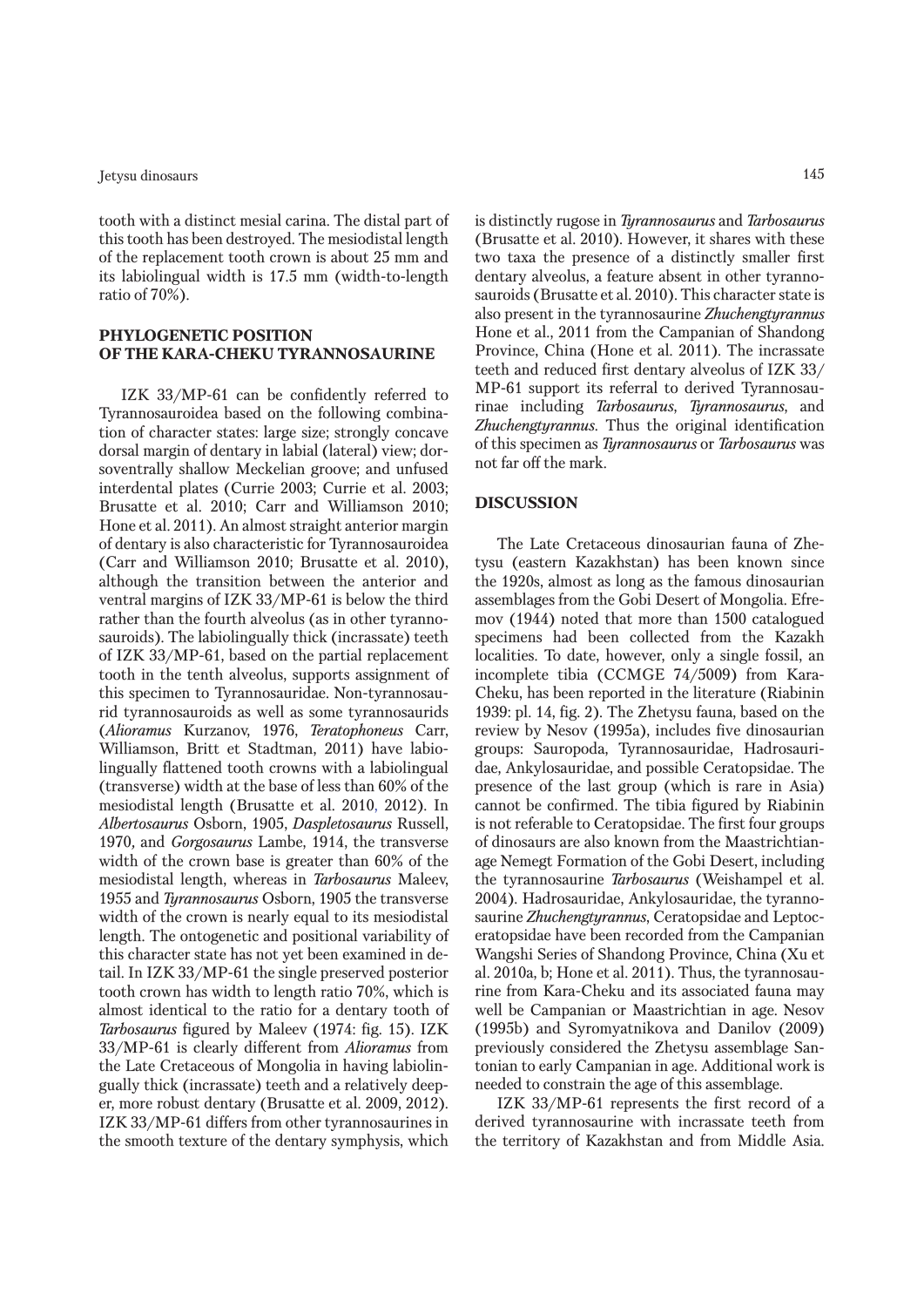tooth with a distinct mesial carina. The distal part of this tooth has been destroyed. The mesiodistal length of the replacement tooth crown is about 25 mm and its labiolingual width is 17.5 mm (width-to-length ratio of 70%).

## PHYLOGENETIC POSITION OF THE KARA-CHEKU TYRANNOSAURINE

IZK 33/MP-61 can be confidently referred to Tyrannosauroidea based on the following combination of character states: large size; strongly concave dorsal margin of dentary in labial (lateral) view; dorsoventrally shallow Meckelian groove; and unfused interdental plates (Currie 2003; Currie et al. 2003; Brusatte et al. 2010; Carr and Williamson 2010; Hone et al. 2011). An almost straight anterior margin of dentary is also characteristic for Tyrannosauroidea (Carr and Williamson 2010; Brusatte et al. 2010), although the transition between the anterior and ventral margins of IZK 33/MP-61 is below the third rather than the fourth alveolus (as in other tyrannosauroids). The labiolingually thick (incrassate) teeth of IZK 33/MP-61, based on the partial replacement tooth in the tenth alveolus, supports assignment of this specimen to Tyrannosauridae. Non-tyrannosaurid tyrannosauroids as well as some tyrannosaurids (*Alioramus* Kurzanov, 1976, *Teratophoneus* Carr, Williamson, Britt et Stadtman, 2011) have labiolingually flattened tooth crowns with a labiolingual (transverse) width at the base of less than 60% of the mesiodistal length (Brusatte et al. 2010, 2012). In *Albertosaurus* Osborn, 1905, *Daspletosaurus* Russell, 1970, and *Gorgosaurus* Lambe, 1914, the transverse width of the crown base is greater than 60% of the mesiodistal length, whereas in *Tarbosaurus* Maleev, 1955 and *Tyrannosaurus* Osborn, 1905 the transverse width of the crown is nearly equal to its mesiodistal length. The ontogenetic and positional variability of this character state has not yet been examined in detail. In IZK 33/MP-61 the single preserved posterior tooth crown has width to length ratio 70%, which is almost identical to the ratio for a dentary tooth of *Tarbosaurus* figured by Maleev (1974: fig. 15). IZK 33/MP-61 is clearly different from *Alioramus* from the Late Cretaceous of Mongolia in having labiolingually thick (incrassate) teeth and a relatively deeper, more robust dentary (Brusatte et al. 2009, 2012). IZK 33/MP-61 differs from other tyrannosaurines in the smooth texture of the dentary symphysis, which is distinctly rugose in *Tyrannosaurus* and *Tarbosaurus* (Brusatte et al. 2010). However, it shares with these two taxa the presence of a distinctly smaller first dentary alveolus, a feature absent in other tyrannosauroids (Brusatte et al. 2010). This character state is also present in the tyrannosaurine *Zhuchengtyrannus* Hone et al., 2011 from the Campanian of Shandong Province, China (Hone et al. 2011). The incrassate teeth and reduced first dentary alveolus of IZK 33/MP-61 support its referral to derived Tyrannosaurinae including *Tarbosaurus*, *Tyrannosaurus*, and *Zhuchengtyrannus*. Thus the original identification of this specimen as *Tyrannosaurus* or *Tarbosaurus* was not far off the mark.

## DISCUSSION

The Late Cretaceous dinosaurian fauna of Zhetysu (eastern Kazakhstan) has been known since the 1920s, almost as long as the famous dinosaurian assemblages from the Gobi Desert of Mongolia. Efremov (1944) noted that more than 1500 catalogued specimens had been collected from the Kazakh localities. To date, however, only a single fossil, an incomplete tibia (CCMGE 74/5009) from Kara-Cheku, has been reported in the literature (Riabinin 1939: pl. 14, fig. 2). The Zhetysu fauna, based on the review by Nesov (1995a), includes five dinosaurian groups: Sauropoda, Tyrannosauridae, Hadrosauridae, Ankylosauridae, and possible Ceratopsidae. The presence of the last group (which is rare in Asia) cannot be confirmed. The tibia figured by Riabinin is not referable to Ceratopsidae. The first four groups of dinosaurs are also known from the Maastrichtian-age Nemegt Formation of the Gobi Desert, including the tyrannosaurine *Tarbosaurus* (Weishampel et al. 2004). Hadrosauridae, Ankylosauridae, the tyrannosaurine *Zhuchengtyrannus*, Ceratopsidae and Leptoceratopsidae have been recorded from the Campanian Wangshi Series of Shandong Province, China (Xu et al. 2010a, b; Hone et al. 2011). Thus, the tyrannosaurine from Kara-Cheku and its associated fauna may well be Campanian or Maastrichtian in age. Nesov (1995b) and Syromyatnikova and Danilov (2009) previously considered the Zhetysu assemblage Santonian to early Campanian in age. Additional work is needed to constrain the age of this assemblage.

IZK 33/MP-61 represents the first record of a derived tyrannosaurine with incrassate teeth from the territory of Kazakhstan and from Middle Asia.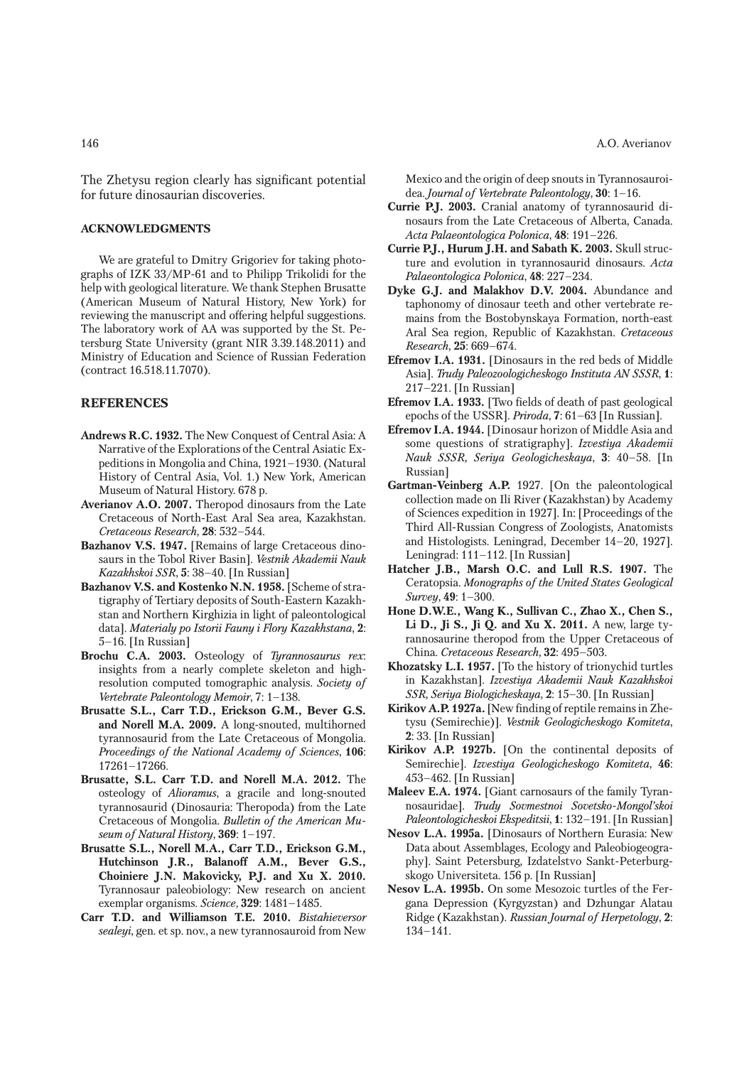The Zhetysu region clearly has significant potential for future dinosaurian discoveries.

### ACKNOWLEDGMENTS

We are grateful to Dmitry Grigoriev for taking photographs of IZK 33/MP-61 and to Philipp Trikolidi for the help with geological literature. We thank Stephen Brusatte (American Museum of Natural History, New York) for reviewing the manuscript and offering helpful suggestions. The laboratory work of AA was supported by the St. Petersburg State University (grant NIR 3.39.148.2011) and Ministry of Education and Science of Russian Federation (contract 16.518.11.7070).

## REFERENCES

**Andrews R.C. 1932.** The New Conquest of Central Asia: A Narrative of the Explorations of the Central Asiatic Expeditions in Mongolia and China, 1921–1930. (Natural History of Central Asia, Vol. 1.) New York, American Museum of Natural History. 678 p.

**Averianov A.O. 2007.** Theropod dinosaurs from the Late Cretaceous of North-East Aral Sea area, Kazakhstan. *Cretaceous Research*, **28**: 532–544.

**Bazhanov V.S. 1947.** [Remains of large Cretaceous dinosaurs in the Tobol River Basin]. *Vestnik Akademii Nauk Kazakhskoi SSR*, **5**: 38–40. [In Russian]

**Bazhanov V.S. and Kostenko N.N. 1958.** [Scheme of stratigraphy of Tertiary deposits of South-Eastern Kazakhstan and Northern Kirghizia in light of paleontological data]. *Materialy po Istorii Fauny i Flory Kazakhstana*, **2**: 5–16. [In Russian]

**Brochu C.A. 2003.** Osteology of *Tyrannosaurus rex*: insights from a nearly complete skeleton and high-resolution computed tomographic analysis. *Society of Vertebrate Paleontology Memoir*, 7: 1–138.

**Brusatte S.L., Carr T.D., Erickson G.M., Bever G.S. and Norell M.A. 2009.** A long-snouted, multihorned tyrannosaurid from the Late Cretaceous of Mongolia. *Proceedings of the National Academy of Sciences*, **106**: 17261–17266.

**Brusatte, S.L. Carr T.D. and Norell M.A. 2012.** The osteology of *Alioramus*, a gracile and long-snouted tyrannosaurid (Dinosauria: Theropoda) from the Late Cretaceous of Mongolia. *Bulletin of the American Museum of Natural History*, **369**: 1–197.

**Brusatte S.L., Norell M.A., Carr T.D., Erickson G.M., Hutchinson J.R., Balanoff A.M., Bever G.S., Choiniere J.N. Makovicky, P.J. and Xu X. 2010.** Tyrannosaur paleobiology: New research on ancient exemplar organisms. *Science*, **329**: 1481–1485.

**Carr T.D. and Williamson T.E. 2010.** *Bistahieversor sealeyi*, gen. et sp. nov., a new tyrannosauroid from New Mexico and the origin of deep snouts in Tyrannosauroidea. *Journal of Vertebrate Paleontology*, **30**: 1–16.

**Currie P.J. 2003.** Cranial anatomy of tyrannosaurid dinosaurs from the Late Cretaceous of Alberta, Canada. *Acta Palaeontologica Polonica*, **48**: 191–226.

**Currie P.J., Hurum J.H. and Sabath K. 2003.** Skull structure and evolution in tyrannosaurid dinosaurs. *Acta Palaeontologica Polonica*, **48**: 227–234.

**Dyke G.J. and Malakhov D.V. 2004.** Abundance and taphonomy of dinosaur teeth and other vertebrate remains from the Bostobynskaya Formation, north-east Aral Sea region, Republic of Kazakhstan. *Cretaceous Research*, **25**: 669–674.

**Efremov I.A. 1931.** [Dinosaurs in the red beds of Middle Asia]. *Trudy Paleozoologicheskogo Instituta AN SSSR*, **1**: 217–221. [In Russian]

**Efremov I.A. 1933.** [Two fields of death of past geological epochs of the USSR]. *Priroda*, **7**: 61–63 [In Russian].

**Efremov I.A. 1944.** [Dinosaur horizon of Middle Asia and some questions of stratigraphy]. *Izvestiya Akademii Nauk SSSR, Seriya Geologicheskaya*, **3**: 40–58. [In Russian]

**Gartman-Veinberg A.P.** 1927. [On the paleontological collection made on Ili River (Kazakhstan) by Academy of Sciences expedition in 1927]. In: [Proceedings of the Third All-Russian Congress of Zoologists, Anatomists and Histologists. Leningrad, December 14–20, 1927]. Leningrad: 111–112. [In Russian]

**Hatcher J.B., Marsh O.C. and Lull R.S. 1907.** The Ceratopsia. *Monographs of the United States Geological Survey*, **49**: 1–300.

**Hone D.W.E., Wang K., Sullivan C., Zhao X., Chen S., Li D., Ji S., Ji Q. and Xu X. 2011.** A new, large tyrannosaurine theropod from the Upper Cretaceous of China. *Cretaceous Research*, **32**: 495–503.

**Khozatsky L.I. 1957.** [To the history of trionychid turtles in Kazakhstan]. *Izvestiya Akademii Nauk Kazakhskoi SSR, Seriya Biologicheskaya*, **2**: 15–30. [In Russian]

**Kirikov A.P. 1927a.** [New finding of reptile remains in Zhetysu (Semirechie)]. *Vestnik Geologicheskogo Komiteta*, **2**: 33. [In Russian]

**Kirikov A.P. 1927b.** [On the continental deposits of Semirechie]. *Izvestiya Geologicheskogo Komiteta*, **46**: 453–462. [In Russian]

**Maleev E.A. 1974.** [Giant carnosaurs of the family Tyrannosauridae]. *Trudy Sovmestnoi Sovetsko-Mongol'skoi Paleontologicheskoi Ekspeditsii*, **1**: 132–191. [In Russian]

**Nesov L.A. 1995a.** [Dinosaurs of Northern Eurasia: New Data about Assemblages, Ecology and Paleobiogeography]. Saint Petersburg, Izdatelstvo Sankt-Peterburgskogo Universiteta. 156 p. [In Russian]

**Nesov L.A. 1995b.** On some Mesozoic turtles of the Fergana Depression (Kyrgyzstan) and Dzhungar Alatau Ridge (Kazakhstan). *Russian Journal of Herpetology*, **2**: 134–141.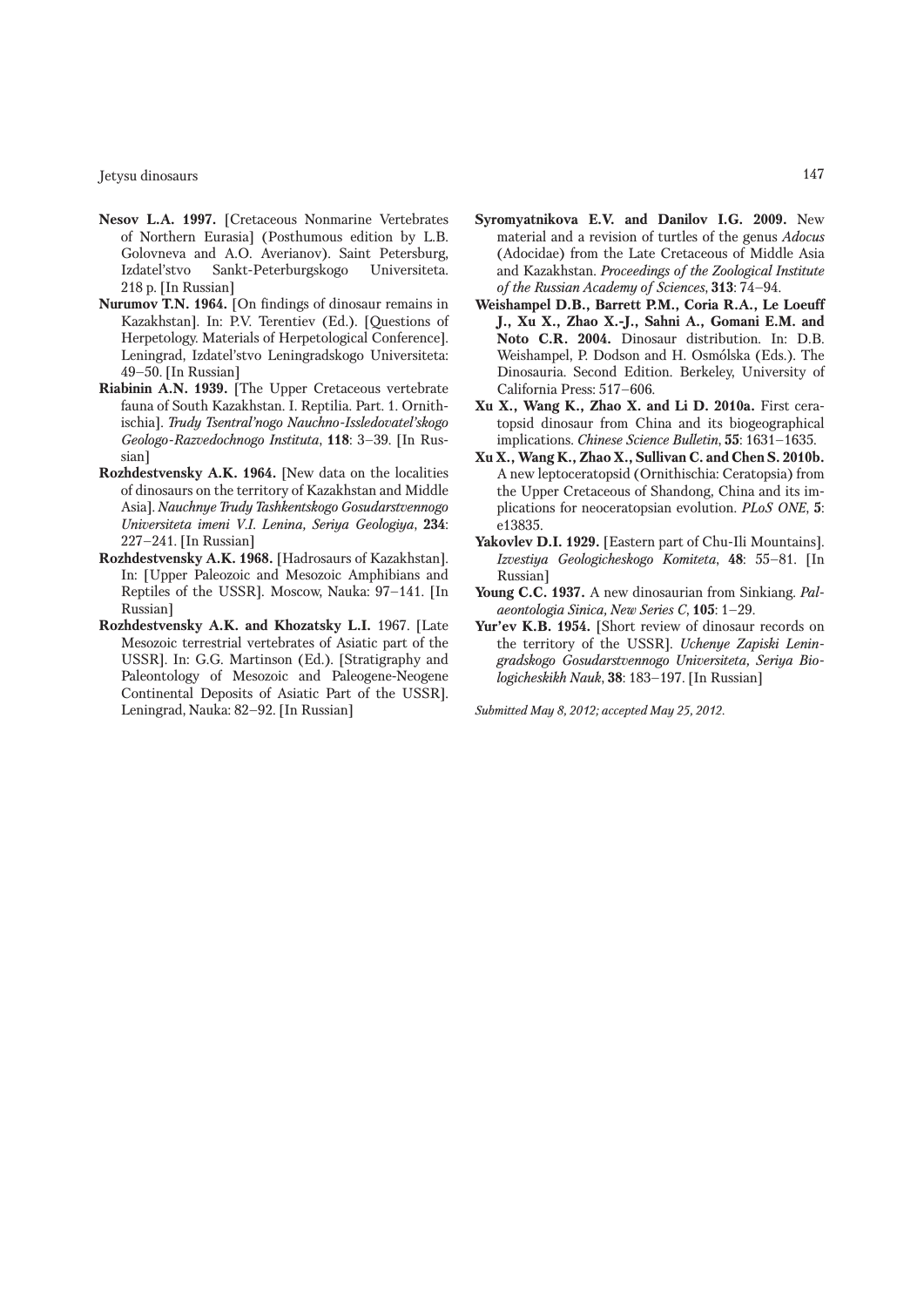**Nesov L.A. 1997.** [Cretaceous Nonmarine Vertebrates of Northern Eurasia] (Posthumous edition by L.B. Golovneva and A.O. Averianov). Saint Petersburg, Izdatel'stvo Sankt-Peterburgskogo Universiteta. 218 p. [In Russian]

**Nurumov T.N. 1964.** [On findings of dinosaur remains in Kazakhstan]. In: P.V. Terentiev (Ed.). [Questions of Herpetology. Materials of Herpetological Conference]. Leningrad, Izdatel'stvo Leningradskogo Universiteta: 49–50. [In Russian]

**Riabinin A.N. 1939.** [The Upper Cretaceous vertebrate fauna of South Kazakhstan. I. Reptilia. Part. 1. Ornithischia]. *Trudy Tsentral'nogo Nauchno-Issledovatel'skogo Geologo-Razvedochnogo Instituta*, **118**: 3–39. [In Russian]

**Rozhdestvensky A.K. 1964.** [New data on the localities of dinosaurs on the territory of Kazakhstan and Middle Asia]. *Nauchnye Trudy Tashkentskogo Gosudarstvennogo Universiteta imeni V.I. Lenina, Seriya Geologiya*, **234**: 227–241. [In Russian]

**Rozhdestvensky A.K. 1968.** [Hadrosaurs of Kazakhstan]. In: [Upper Paleozoic and Mesozoic Amphibians and Reptiles of the USSR]. Moscow, Nauka: 97–141. [In Russian]

**Rozhdestvensky A.K. and Khozatsky L.I.** 1967. [Late Mesozoic terrestrial vertebrates of Asiatic part of the USSR]. In: G.G. Martinson (Ed.). [Stratigraphy and Paleontology of Mesozoic and Paleogene-Neogene Continental Deposits of Asiatic Part of the USSR]. Leningrad, Nauka: 82–92. [In Russian]

**Syromyatnikova E.V. and Danilov I.G. 2009.** New material and a revision of turtles of the genus *Adocus* (Adocidae) from the Late Cretaceous of Middle Asia and Kazakhstan. *Proceedings of the Zoological Institute of the Russian Academy of Sciences*, **313**: 74–94.

**Weishampel D.B., Barrett P.M., Coria R.A., Le Loeuff J., Xu X., Zhao X.-J., Sahni A., Gomani E.M. and Noto C.R. 2004.** Dinosaur distribution. In: D.B. Weishampel, P. Dodson and H. Osmólska (Eds.). The Dinosauria. Second Edition. Berkeley, University of California Press: 517–606.

**Xu X., Wang K., Zhao X. and Li D. 2010a.** First ceratopsid dinosaur from China and its biogeographical implications. *Chinese Science Bulletin*, **55**: 1631–1635.

**Xu X., Wang K., Zhao X., Sullivan C. and Chen S. 2010b.** A new leptoceratopsid (Ornithischia: Ceratopsia) from the Upper Cretaceous of Shandong, China and its implications for neoceratopsian evolution. *PLoS ONE*, **5**: e13835.

**Yakovlev D.I. 1929.** [Eastern part of Chu-Ili Mountains]. *Izvestiya Geologicheskogo Komiteta*, **48**: 55–81. [In Russian]

**Young C.C. 1937.** A new dinosaurian from Sinkiang. *Palaeontologia Sinica, New Series C*, **105**: 1–29.

**Yur'ev K.B. 1954.** [Short review of dinosaur records on the territory of the USSR]. *Uchenye Zapiski Leningradskogo Gosudarstvennogo Universiteta, Seriya Biologicheskikh Nauk*, **38**: 183–197. [In Russian]

*Submitted May 8, 2012; accepted May 25, 2012.*